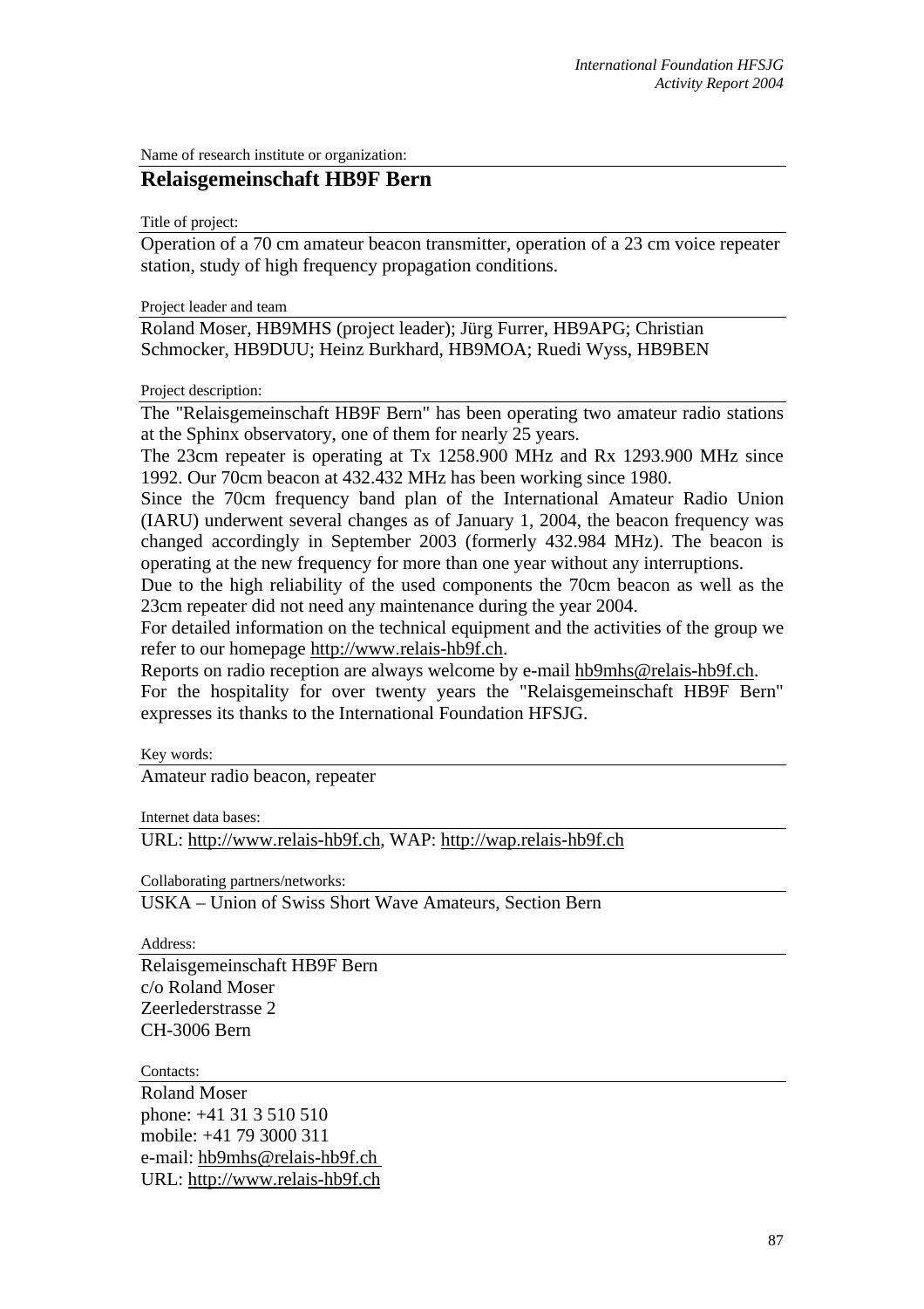Name of research institute or organization:

## Relaisgemeinschaft HB9F Bern

Title of project:

Operation of a 70 cm amateur beacon transmitter, operation of a 23 cm voice repeater station, study of high frequency propagation conditions.

Project leader and team

Roland Moser, HB9MHS (project leader); Jürg Furrer, HB9APG; Christian Schmocker, HB9DUU; Heinz Burkhard, HB9MOA; Ruedi Wyss, HB9BEN

Project description:

The "Relaisgemeinschaft HB9F Bern" has been operating two amateur radio stations at the Sphinx observatory, one of them for nearly 25 years.

The 23cm repeater is operating at Tx 1258.900 MHz and Rx 1293.900 MHz since 1992. Our 70cm beacon at 432.432 MHz has been working since 1980.

Since the 70cm frequency band plan of the International Amateur Radio Union (IARU) underwent several changes as of January 1, 2004, the beacon frequency was changed accordingly in September 2003 (formerly 432.984 MHz). The beacon is operating at the new frequency for more than one year without any interruptions.

Due to the high reliability of the used components the 70cm beacon as well as the 23cm repeater did not need any maintenance during the year 2004.

For detailed information on the technical equipment and the activities of the group we refer to our homepage http://www.relais-hb9f.ch.

Reports on radio reception are always welcome by e-mail hb9mhs@relais-hb9f.ch.

For the hospitality for over twenty years the "Relaisgemeinschaft HB9F Bern" expresses its thanks to the International Foundation HFSJG.

Key words:

Amateur radio beacon, repeater

Internet data bases:

URL: http://www.relais-hb9f.ch, WAP: http://wap.relais-hb9f.ch

Collaborating partners/networks:

USKA – Union of Swiss Short Wave Amateurs, Section Bern

Address:

Relaisgemeinschaft HB9F Bern  
c/o Roland Moser  
Zeerlederstrasse 2  
CH-3006 Bern

Contacts:

Roland Moser  
phone: +41 31 3 510 510  
mobile: +41 79 3000 311  
e-mail: hb9mhs@relais-hb9f.ch  
URL: http://www.relais-hb9f.ch